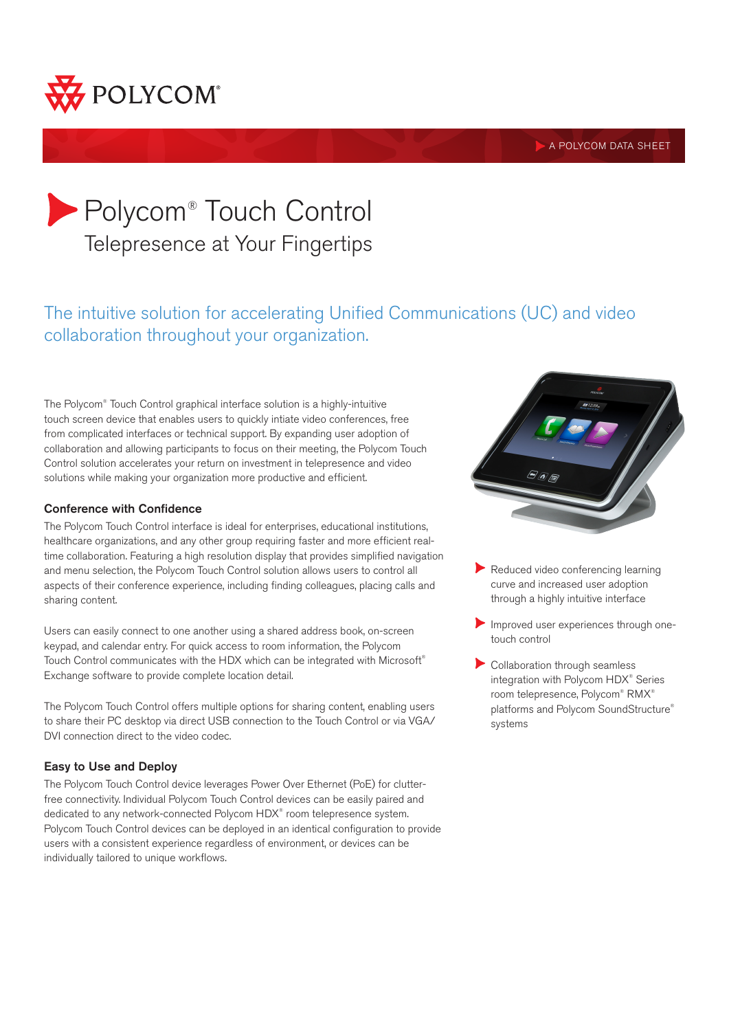POLYCOM®

A POLYCOM DATA SHEET

# Polycom® Touch Control

## Telepresence at Your Fingertips

The intuitive solution for accelerating Unified Communications (UC) and video collaboration throughout your organization.

The Polycom® Touch Control graphical interface solution is a highly-intuitive touch screen device that enables users to quickly intiate video conferences, free from complicated interfaces or technical support. By expanding user adoption of collaboration and allowing participants to focus on their meeting, the Polycom Touch Control solution accelerates your return on investment in telepresence and video solutions while making your organization more productive and efficient.

### Conference with Confidence

The Polycom Touch Control interface is ideal for enterprises, educational institutions, healthcare organizations, and any other group requiring faster and more efficient real-time collaboration. Featuring a high resolution display that provides simplified navigation and menu selection, the Polycom Touch Control solution allows users to control all aspects of their conference experience, including finding colleagues, placing calls and sharing content.

Users can easily connect to one another using a shared address book, on-screen keypad, and calendar entry. For quick access to room information, the Polycom Touch Control communicates with the HDX which can be integrated with Microsoft® Exchange software to provide complete location detail.

The Polycom Touch Control offers multiple options for sharing content, enabling users to share their PC desktop via direct USB connection to the Touch Control or via VGA/DVI connection direct to the video codec.

### Easy to Use and Deploy

The Polycom Touch Control device leverages Power Over Ethernet (PoE) for clutter-free connectivity. Individual Polycom Touch Control devices can be easily paired and dedicated to any network-connected Polycom HDX® room telepresence system. Polycom Touch Control devices can be deployed in an identical configuration to provide users with a consistent experience regardless of environment, or devices can be individually tailored to unique workflows.

- Reduced video conferencing learning curve and increased user adoption through a highly intuitive interface
- Improved user experiences through one-touch control
- Collaboration through seamless integration with Polycom HDX® Series room telepresence, Polycom® RMX® platforms and Polycom SoundStructure® systems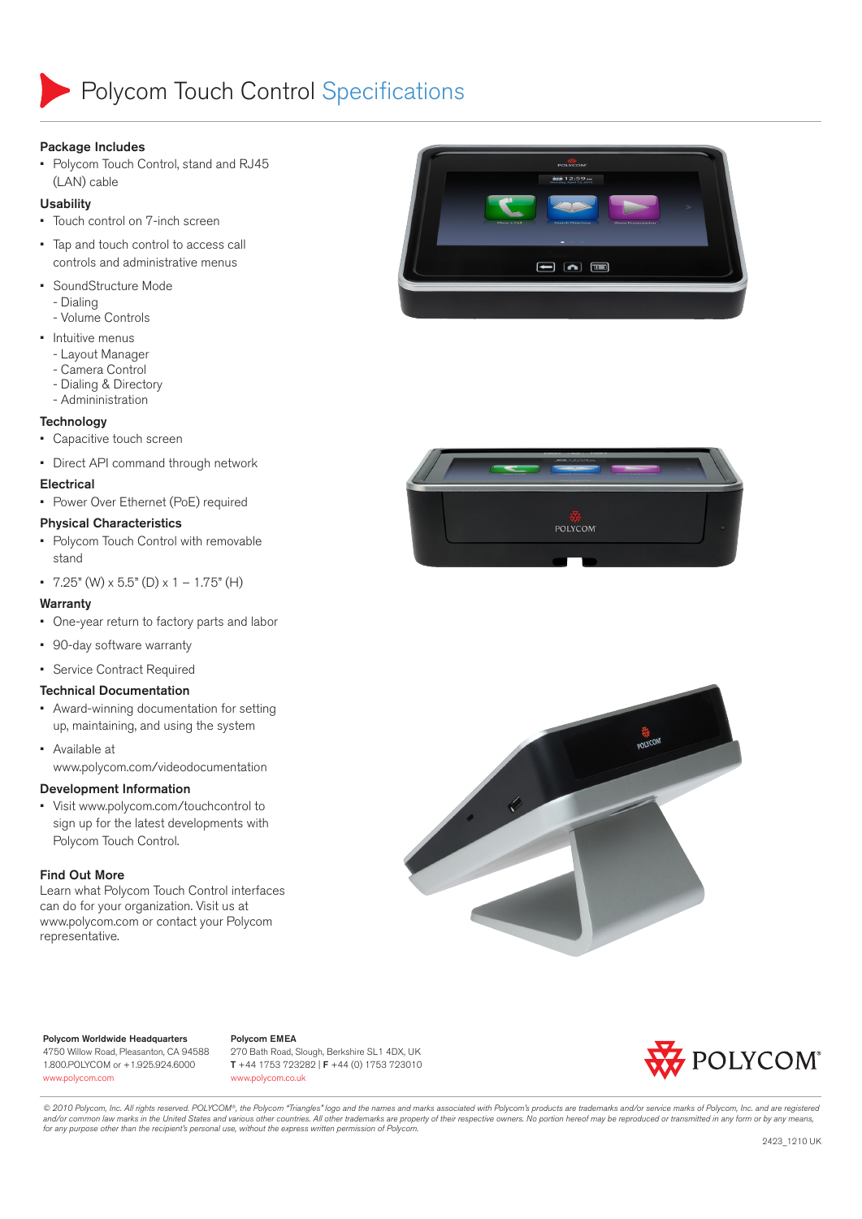# Polycom Touch Control Specifications

## Package Includes

- Polycom Touch Control, stand and RJ45 (LAN) cable

## Usability

- Touch control on 7-inch screen
- Tap and touch control to access call controls and administrative menus
- SoundStructure Mode
  - Dialing
  - Volume Controls
- Intuitive menus
  - Layout Manager
  - Camera Control
  - Dialing & Directory
  - Admininistration

## Technology

- Capacitive touch screen
- Direct API command through network

## Electrical

- Power Over Ethernet (PoE) required

## Physical Characteristics

- Polycom Touch Control with removable stand
- 7.25" (W) x 5.5" (D) x 1 – 1.75" (H)

## Warranty

- One-year return to factory parts and labor
- 90-day software warranty
- Service Contract Required

## Technical Documentation

- Award-winning documentation for setting up, maintaining, and using the system
- Available at www.polycom.com/videodocumentation

## Development Information

- Visit www.polycom.com/touchcontrol to sign up for the latest developments with Polycom Touch Control.

## Find Out More

Learn what Polycom Touch Control interfaces can do for your organization. Visit us at www.polycom.com or contact your Polycom representative.

**Polycom Worldwide Headquarters**
4750 Willow Road, Pleasanton, CA 94588
1.800.POLYCOM or +1.925.924.6000
www.polycom.com

**Polycom EMEA**
270 Bath Road, Slough, Berkshire SL1 4DX, UK
**T** +44 1753 723282 | **F** +44 (0) 1753 723010
www.polycom.co.uk

POLYCOM®

*© 2010 Polycom, Inc. All rights reserved. POLYCOM®, the Polycom "Triangles" logo and the names and marks associated with Polycom's products are trademarks and/or service marks of Polycom, Inc. and are registered and/or common law marks in the United States and various other countries. All other trademarks are property of their respective owners. No portion hereof may be reproduced or transmitted in any form or by any means, for any purpose other than the recipient's personal use, without the express written permission of Polycom.*

2423_1210 UK